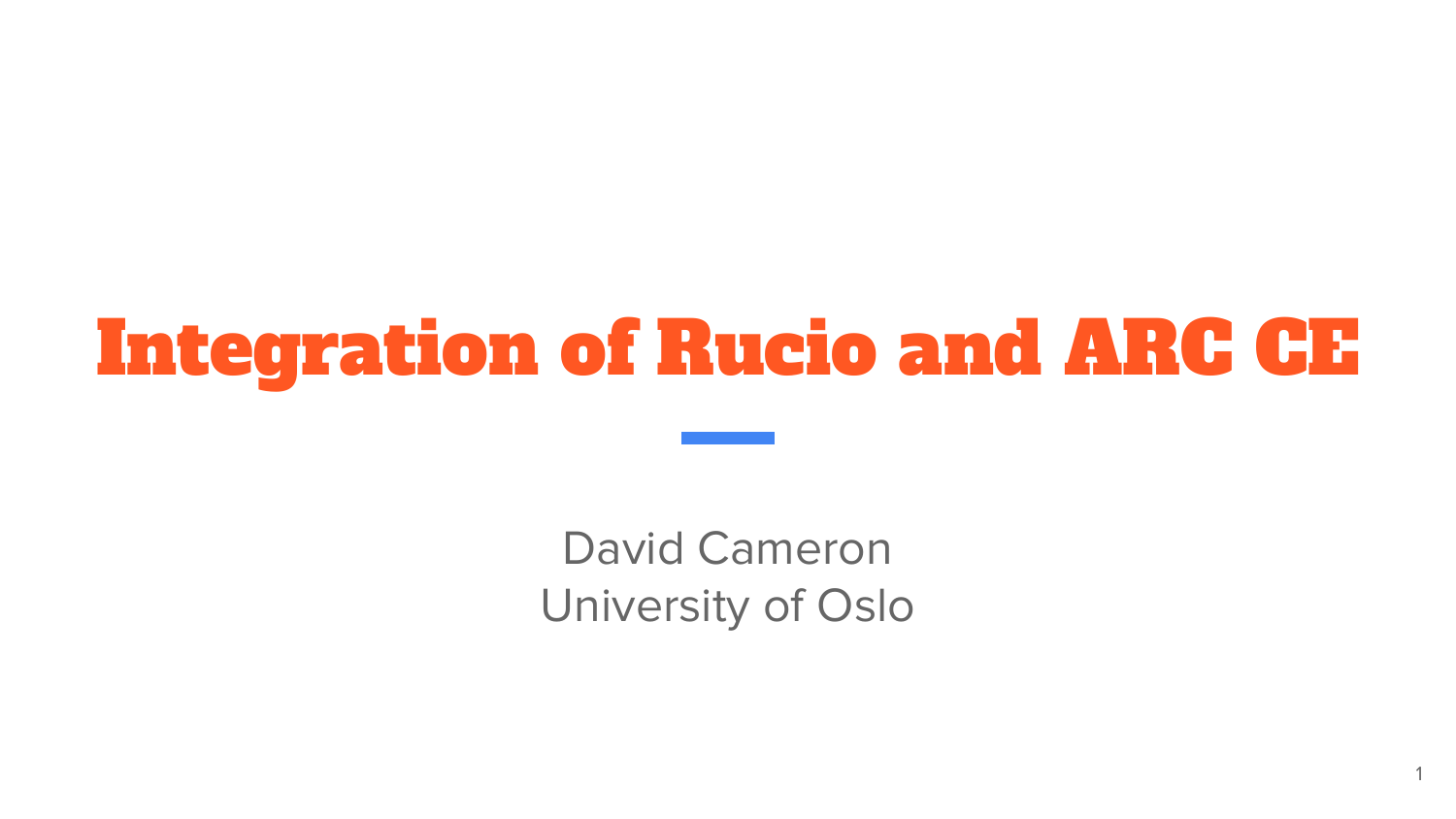# Integration of Rucio and ARC CE

David Cameron
University of Oslo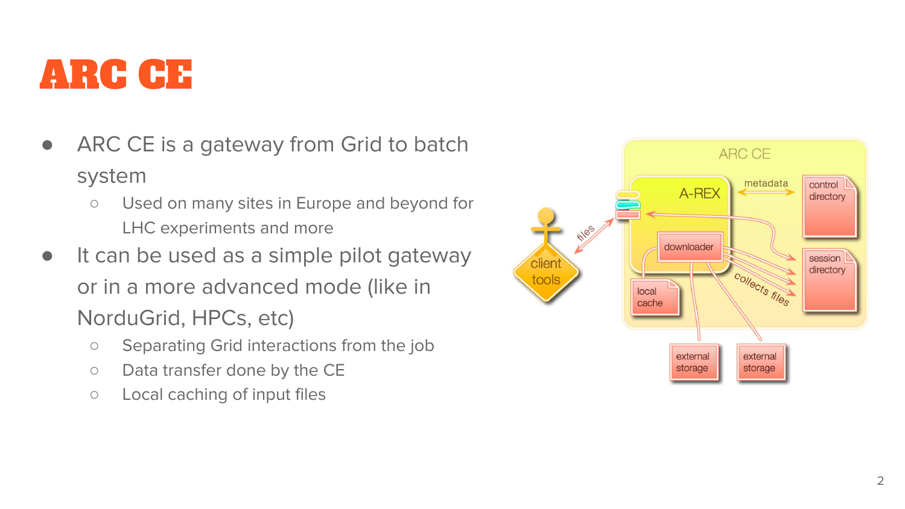# ARC CE

- ARC CE is a gateway from Grid to batch system
  - Used on many sites in Europe and beyond for LHC experiments and more
- It can be used as a simple pilot gateway or in a more advanced mode (like in NorduGrid, HPCs, etc)
  - Separating Grid interactions from the job
  - Data transfer done by the CE
  - Local caching of input files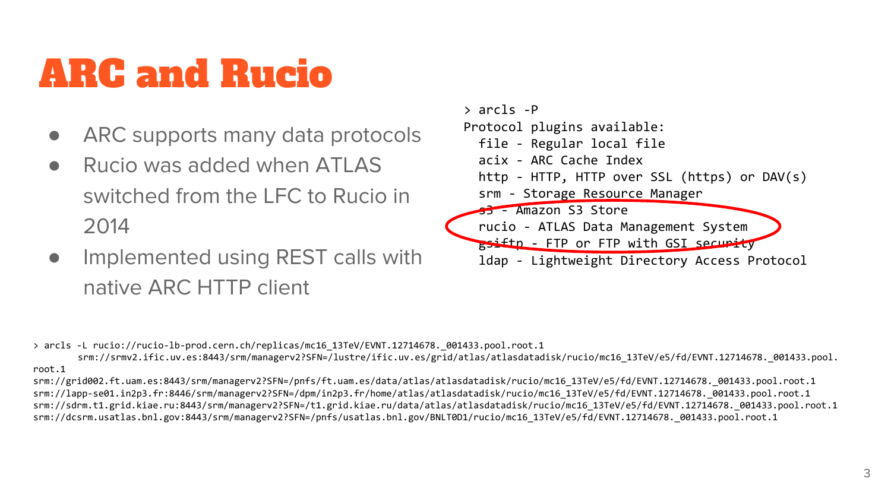# ARC and Rucio

- ARC supports many data protocols
- Rucio was added when ATLAS switched from the LFC to Rucio in 2014
- Implemented using REST calls with native ARC HTTP client

```
> arcls -P
Protocol plugins available:
  file - Regular local file
  acix - ARC Cache Index
  http - HTTP, HTTP over SSL (https) or DAV(s)
  srm - Storage Resource Manager
  s3 - Amazon S3 Store
  rucio - ATLAS Data Management System
  gsiftp - FTP or FTP with GSI security
  ldap - Lightweight Directory Access Protocol
```

```
> arcls -L rucio://rucio-lb-prod.cern.ch/replicas/mc16_13TeV/EVNT.12714678._001433.pool.root.1
        srm://srmv2.ific.uv.es:8443/srm/managerv2?SFN=/lustre/ific.uv.es/grid/atlas/atlasdatadisk/rucio/mc16_13TeV/e5/fd/EVNT.12714678._001433.pool.root.1
srm://grid002.ft.uam.es:8443/srm/managerv2?SFN=/pnfs/ft.uam.es/data/atlas/atlasdatadisk/rucio/mc16_13TeV/e5/fd/EVNT.12714678._001433.pool.root.1
srm://lapp-se01.in2p3.fr:8446/srm/managerv2?SFN=/dpm/in2p3.fr/home/atlas/atlasdatadisk/rucio/mc16_13TeV/e5/fd/EVNT.12714678._001433.pool.root.1
srm://sdrm.t1.grid.kiae.ru:8443/srm/managerv2?SFN=/t1.grid.kiae.ru/data/atlas/atlasdatadisk/rucio/mc16_13TeV/e5/fd/EVNT.12714678._001433.pool.root.1
srm://dcsrm.usatlas.bnl.gov:8443/srm/managerv2?SFN=/pnfs/usatlas.bnl.gov/BNLT0D1/rucio/mc16_13TeV/e5/fd/EVNT.12714678._001433.pool.root.1
```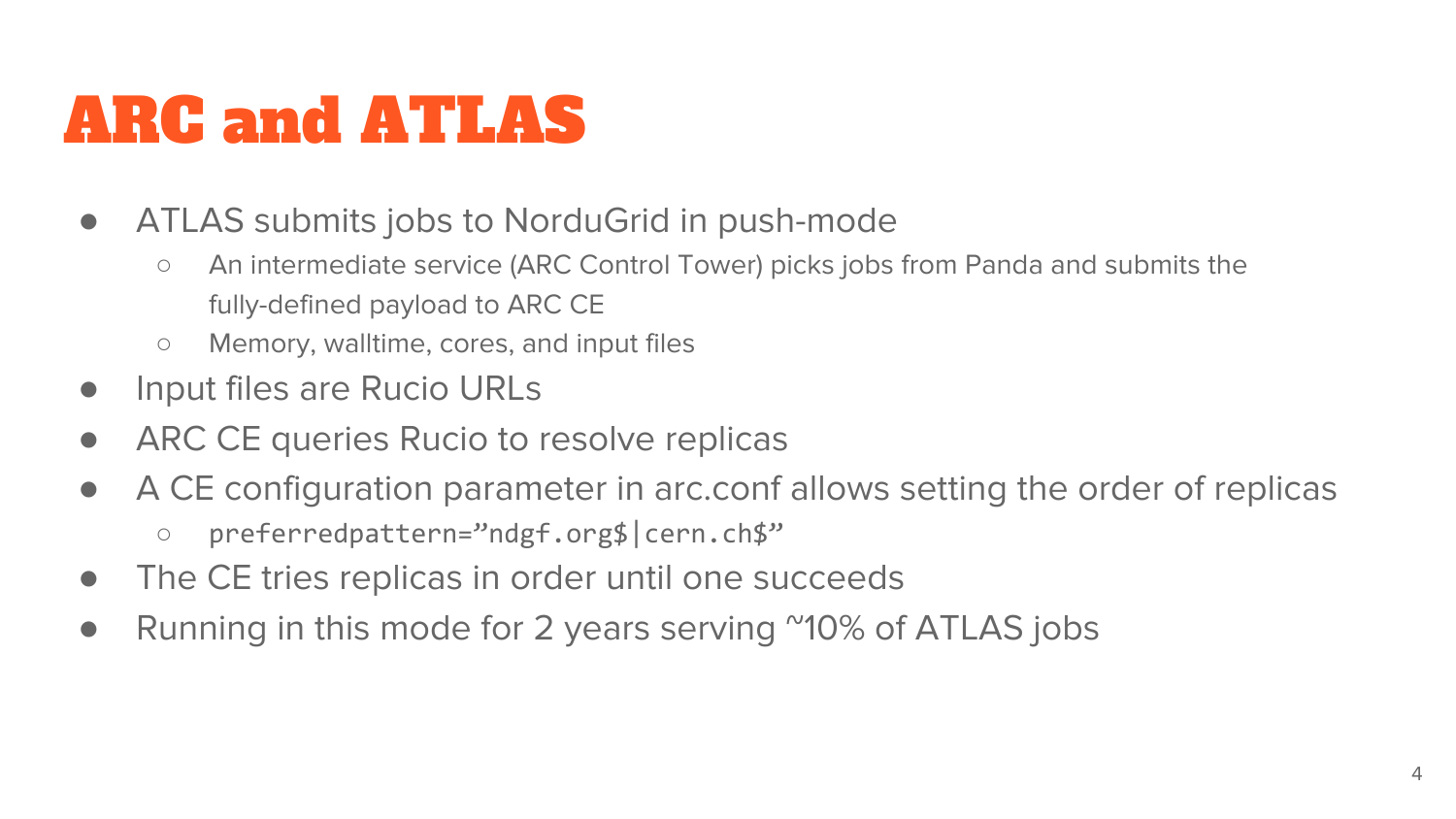# ARC and ATLAS

- ATLAS submits jobs to NorduGrid in push-mode
  - An intermediate service (ARC Control Tower) picks jobs from Panda and submits the fully-defined payload to ARC CE
  - Memory, walltime, cores, and input files
- Input files are Rucio URLs
- ARC CE queries Rucio to resolve replicas
- A CE configuration parameter in arc.conf allows setting the order of replicas
  - `preferredpattern=”ndgf.org$|cern.ch$”`
- The CE tries replicas in order until one succeeds
- Running in this mode for 2 years serving ~10% of ATLAS jobs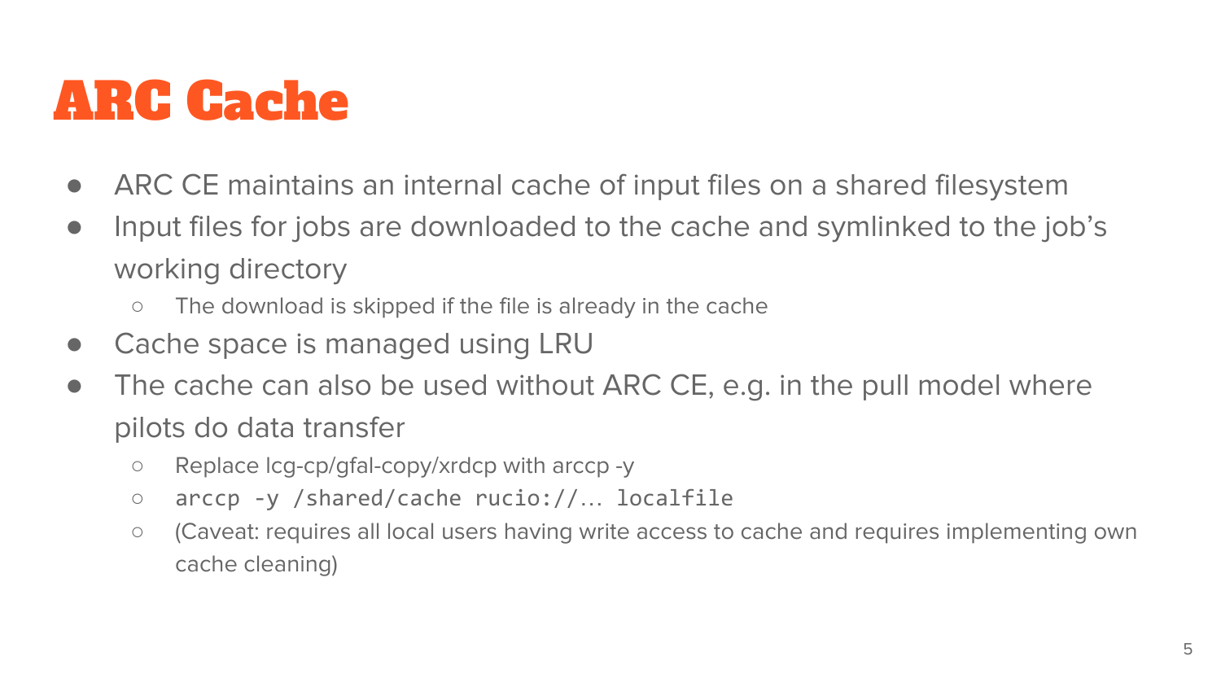# ARC Cache

- ARC CE maintains an internal cache of input files on a shared filesystem
- Input files for jobs are downloaded to the cache and symlinked to the job's working directory
  - The download is skipped if the file is already in the cache
- Cache space is managed using LRU
- The cache can also be used without ARC CE, e.g. in the pull model where pilots do data transfer
  - Replace lcg-cp/gfal-copy/xrdcp with arccp -y
  - `arccp -y /shared/cache rucio://… localfile`
  - (Caveat: requires all local users having write access to cache and requires implementing own cache cleaning)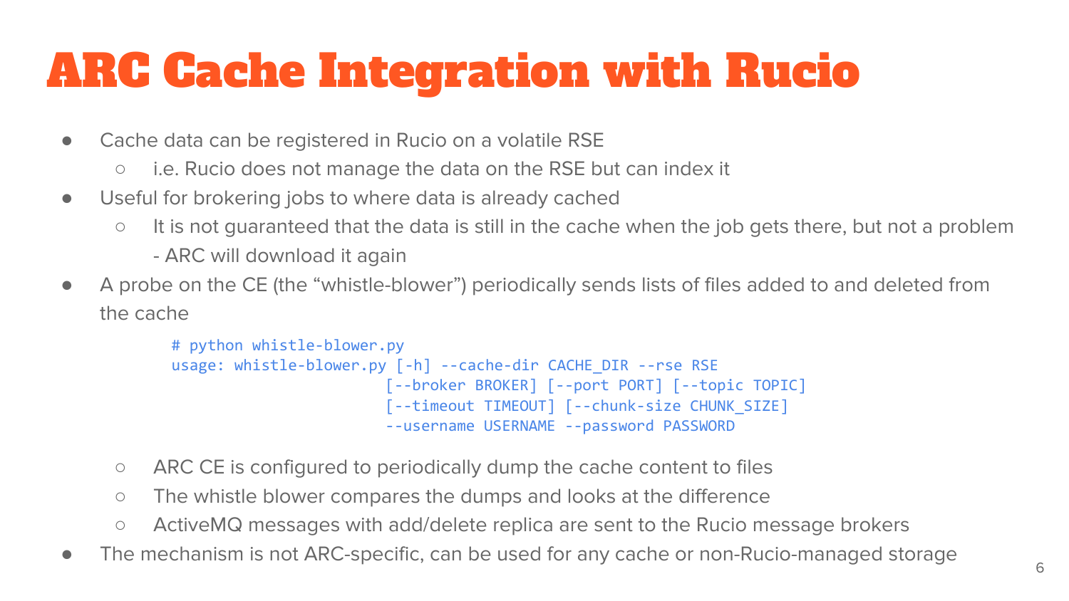# ARC Cache Integration with Rucio

- Cache data can be registered in Rucio on a volatile RSE
  - i.e. Rucio does not manage the data on the RSE but can index it
- Useful for brokering jobs to where data is already cached
  - It is not guaranteed that the data is still in the cache when the job gets there, but not a problem - ARC will download it again
- A probe on the CE (the "whistle-blower") periodically sends lists of files added to and deleted from the cache

```
# python whistle-blower.py
usage: whistle-blower.py [-h] --cache-dir CACHE_DIR --rse RSE
                         [--broker BROKER] [--port PORT] [--topic TOPIC]
                         [--timeout TIMEOUT] [--chunk-size CHUNK_SIZE]
                         --username USERNAME --password PASSWORD
```

  - ARC CE is configured to periodically dump the cache content to files
  - The whistle blower compares the dumps and looks at the difference
  - ActiveMQ messages with add/delete replica are sent to the Rucio message brokers
- The mechanism is not ARC-specific, can be used for any cache or non-Rucio-managed storage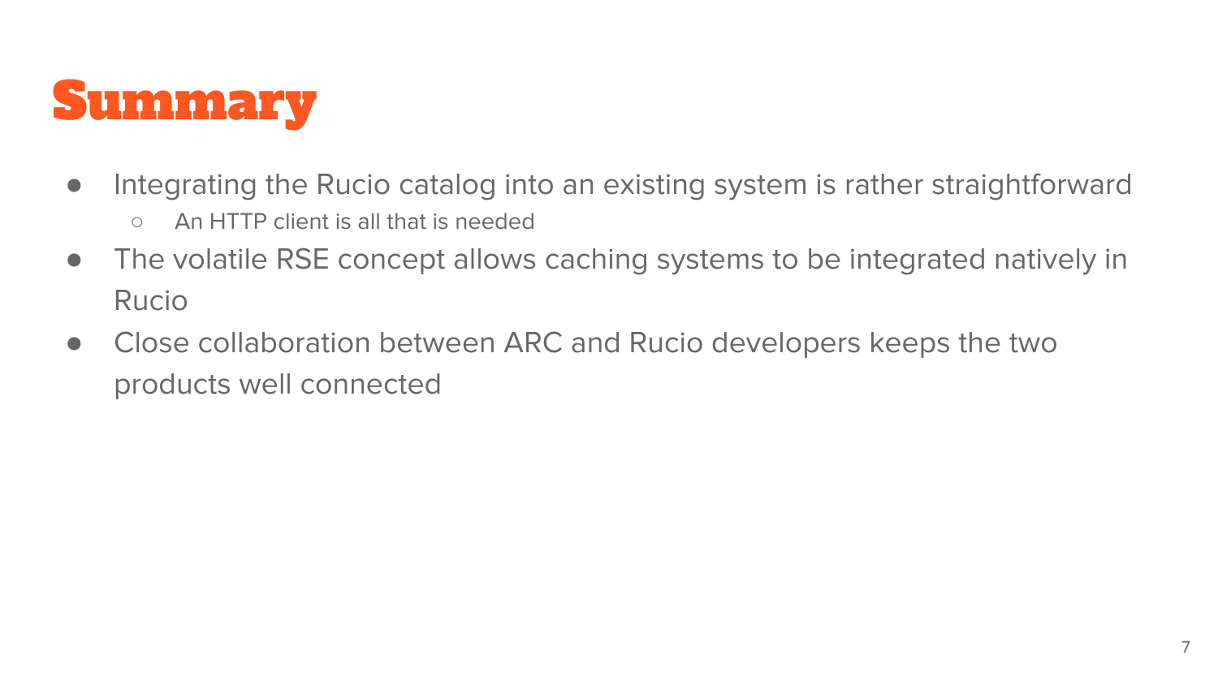# Summary

- Integrating the Rucio catalog into an existing system is rather straightforward
  - An HTTP client is all that is needed
- The volatile RSE concept allows caching systems to be integrated natively in Rucio
- Close collaboration between ARC and Rucio developers keeps the two products well connected